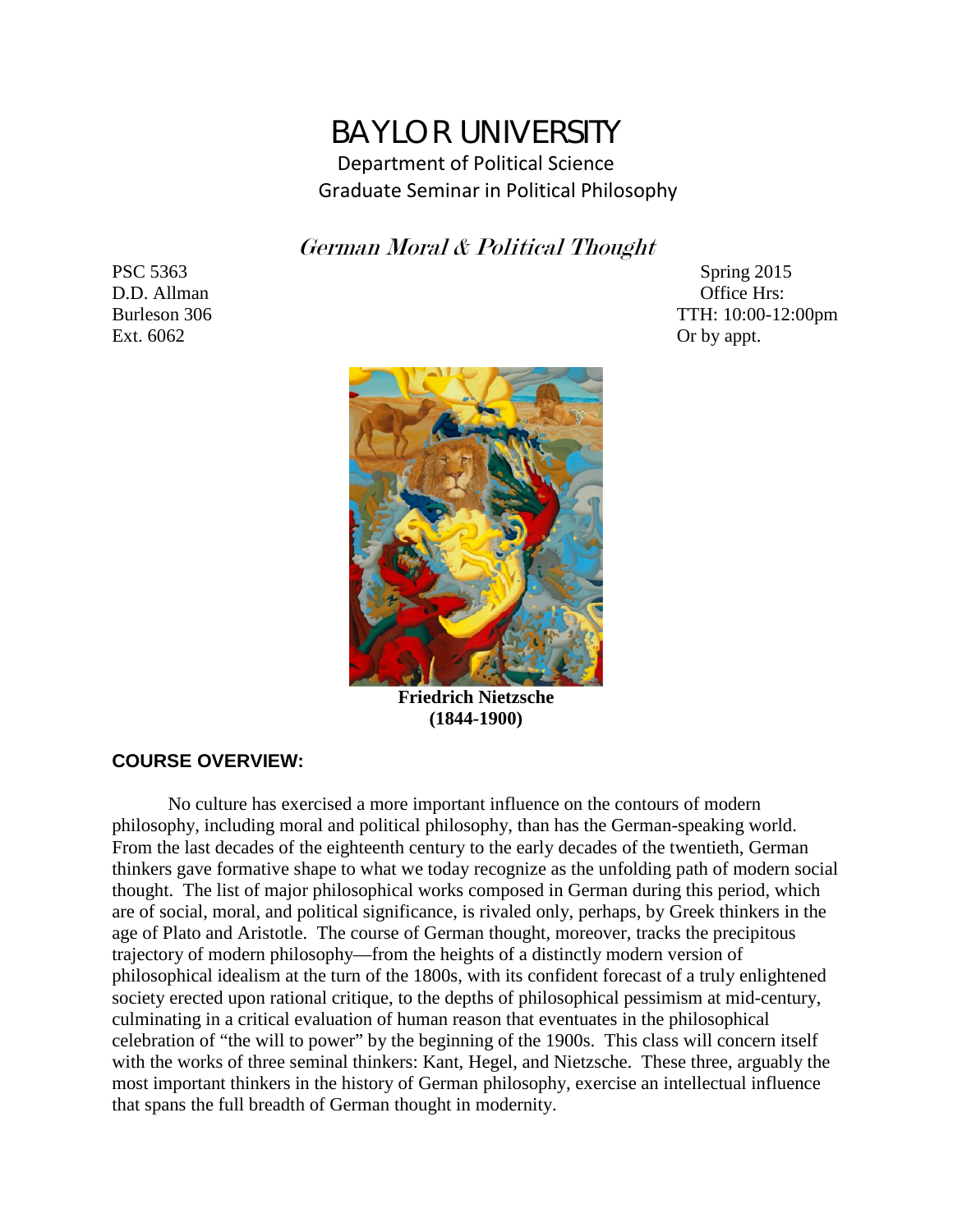# BAYLOR UNIVERSITY

Department of Political Science

Graduate Seminar in Political Philosophy

## *German Moral & Political Thought*

PSC 5363
D.D. Allman
Burleson 306
Ext. 6062

Spring 2015
Office Hrs:
TTH: 10:00-12:00pm
Or by appt.

**Friedrich Nietzsche**
**(1844-1900)**

### COURSE OVERVIEW:

No culture has exercised a more important influence on the contours of modern philosophy, including moral and political philosophy, than has the German-speaking world. From the last decades of the eighteenth century to the early decades of the twentieth, German thinkers gave formative shape to what we today recognize as the unfolding path of modern social thought. The list of major philosophical works composed in German during this period, which are of social, moral, and political significance, is rivaled only, perhaps, by Greek thinkers in the age of Plato and Aristotle. The course of German thought, moreover, tracks the precipitous trajectory of modern philosophy—from the heights of a distinctly modern version of philosophical idealism at the turn of the 1800s, with its confident forecast of a truly enlightened society erected upon rational critique, to the depths of philosophical pessimism at mid-century, culminating in a critical evaluation of human reason that eventuates in the philosophical celebration of "the will to power" by the beginning of the 1900s. This class will concern itself with the works of three seminal thinkers: Kant, Hegel, and Nietzsche. These three, arguably the most important thinkers in the history of German philosophy, exercise an intellectual influence that spans the full breadth of German thought in modernity.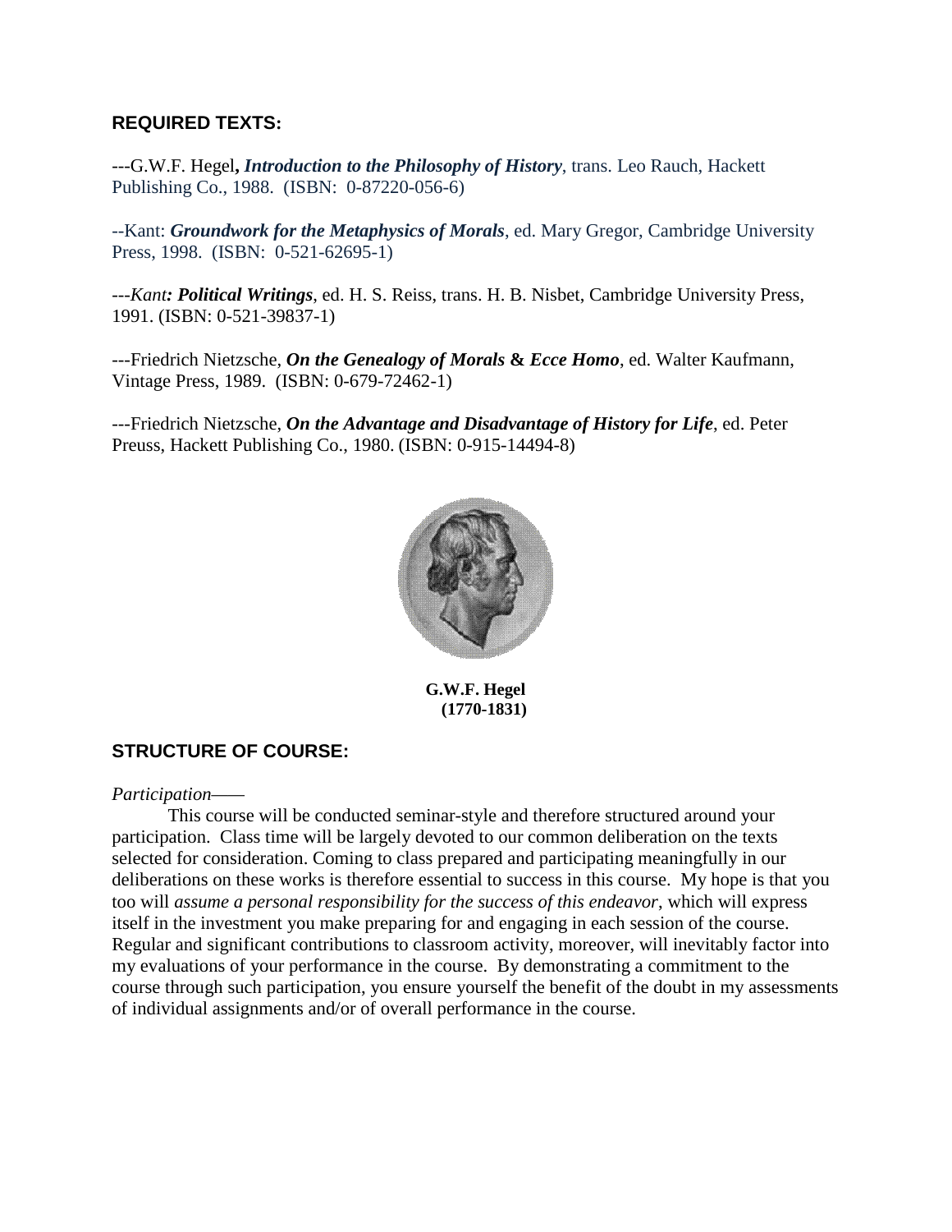## REQUIRED TEXTS:

---G.W.F. Hegel***, Introduction to the Philosophy of History***, trans. Leo Rauch, Hackett Publishing Co., 1988. (ISBN: 0-87220-056-6)

--Kant: ***Groundwork for the Metaphysics of Morals***, ed. Mary Gregor, Cambridge University Press, 1998. (ISBN: 0-521-62695-1)

---*Kant**: Political Writings***, ed. H. S. Reiss, trans. H. B. Nisbet, Cambridge University Press, 1991. (ISBN: 0-521-39837-1)

---Friedrich Nietzsche, ***On the Genealogy of Morals* & *Ecce Homo***, ed. Walter Kaufmann, Vintage Press, 1989. (ISBN: 0-679-72462-1)

---Friedrich Nietzsche, ***On the Advantage and Disadvantage of History for Life***, ed. Peter Preuss, Hackett Publishing Co., 1980. (ISBN: 0-915-14494-8)

**G.W.F. Hegel (1770-1831)**

## STRUCTURE OF COURSE:

*Participation*——

This course will be conducted seminar-style and therefore structured around your participation. Class time will be largely devoted to our common deliberation on the texts selected for consideration. Coming to class prepared and participating meaningfully in our deliberations on these works is therefore essential to success in this course. My hope is that you too will *assume a personal responsibility for the success of this endeavor*, which will express itself in the investment you make preparing for and engaging in each session of the course. Regular and significant contributions to classroom activity, moreover, will inevitably factor into my evaluations of your performance in the course. By demonstrating a commitment to the course through such participation, you ensure yourself the benefit of the doubt in my assessments of individual assignments and/or of overall performance in the course.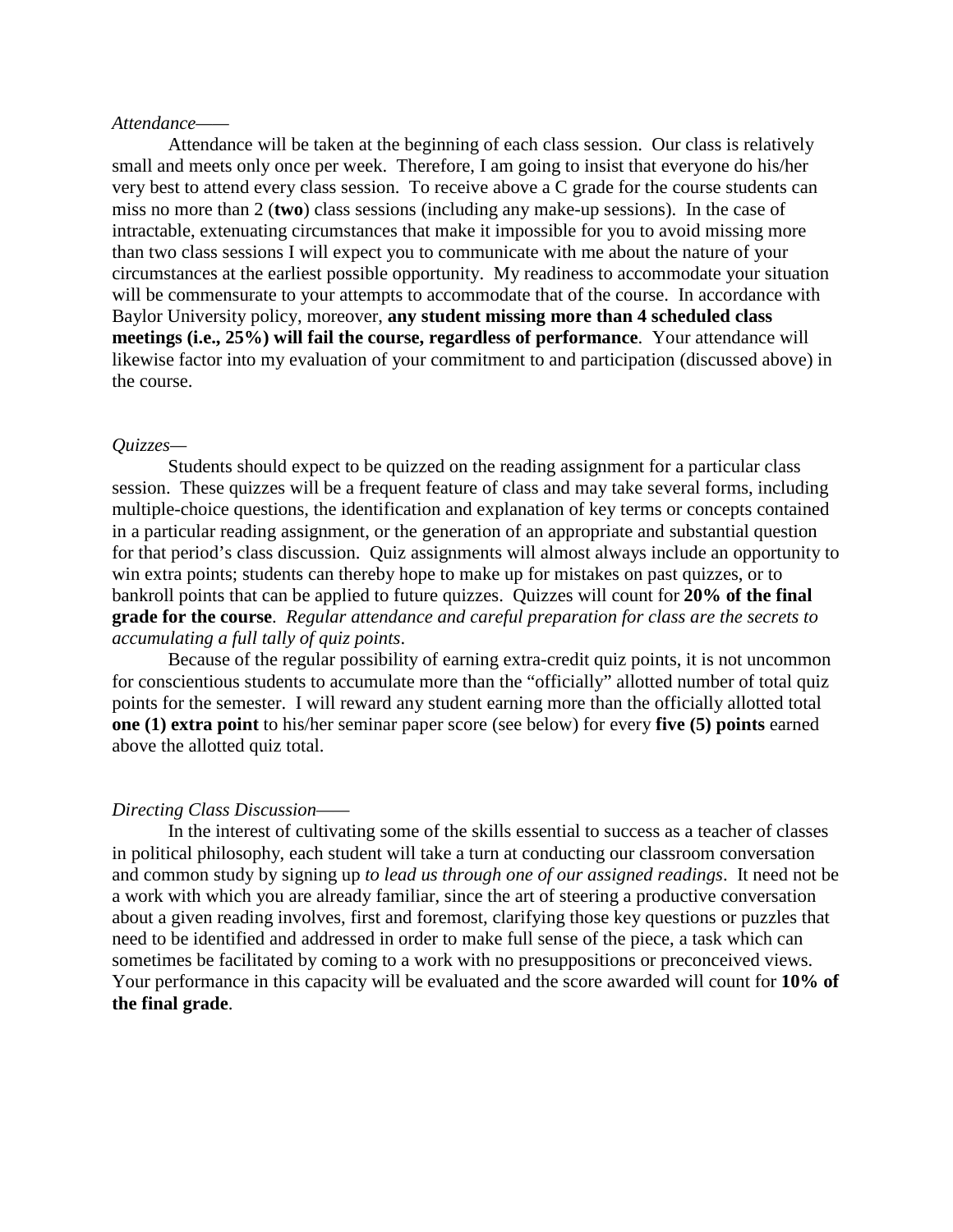*Attendance*——

Attendance will be taken at the beginning of each class session. Our class is relatively small and meets only once per week. Therefore, I am going to insist that everyone do his/her very best to attend every class session. To receive above a C grade for the course students can miss no more than 2 (**two**) class sessions (including any make-up sessions). In the case of intractable, extenuating circumstances that make it impossible for you to avoid missing more than two class sessions I will expect you to communicate with me about the nature of your circumstances at the earliest possible opportunity. My readiness to accommodate your situation will be commensurate to your attempts to accommodate that of the course. In accordance with Baylor University policy, moreover, **any student missing more than 4 scheduled class meetings (i.e., 25%) will fail the course, regardless of performance**. Your attendance will likewise factor into my evaluation of your commitment to and participation (discussed above) in the course.

*Quizzes*—

Students should expect to be quizzed on the reading assignment for a particular class session. These quizzes will be a frequent feature of class and may take several forms, including multiple-choice questions, the identification and explanation of key terms or concepts contained in a particular reading assignment, or the generation of an appropriate and substantial question for that period's class discussion. Quiz assignments will almost always include an opportunity to win extra points; students can thereby hope to make up for mistakes on past quizzes, or to bankroll points that can be applied to future quizzes. Quizzes will count for **20% of the final grade for the course**. *Regular attendance and careful preparation for class are the secrets to accumulating a full tally of quiz points*.

Because of the regular possibility of earning extra-credit quiz points, it is not uncommon for conscientious students to accumulate more than the "officially" allotted number of total quiz points for the semester. I will reward any student earning more than the officially allotted total **one (1) extra point** to his/her seminar paper score (see below) for every **five (5) points** earned above the allotted quiz total.

*Directing Class Discussion*——

In the interest of cultivating some of the skills essential to success as a teacher of classes in political philosophy, each student will take a turn at conducting our classroom conversation and common study by signing up *to lead us through one of our assigned readings*. It need not be a work with which you are already familiar, since the art of steering a productive conversation about a given reading involves, first and foremost, clarifying those key questions or puzzles that need to be identified and addressed in order to make full sense of the piece, a task which can sometimes be facilitated by coming to a work with no presuppositions or preconceived views. Your performance in this capacity will be evaluated and the score awarded will count for **10% of the final grade**.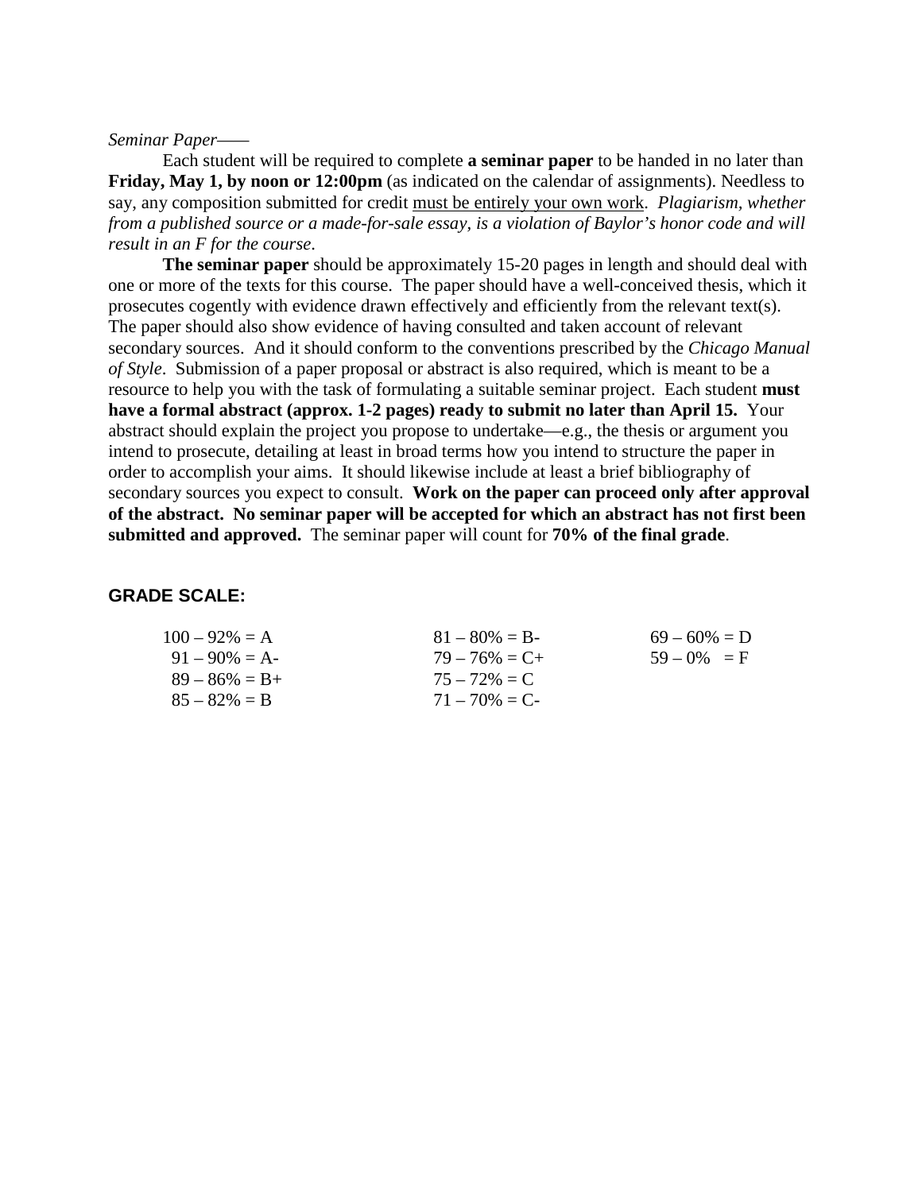*Seminar Paper*——

Each student will be required to complete **a seminar paper** to be handed in no later than **Friday, May 1, by noon or 12:00pm** (as indicated on the calendar of assignments). Needless to say, any composition submitted for credit <u>must be entirely your own work</u>. *Plagiarism, whether from a published source or a made-for-sale essay, is a violation of Baylor's honor code and will result in an F for the course*.

**The seminar paper** should be approximately 15-20 pages in length and should deal with one or more of the texts for this course. The paper should have a well-conceived thesis, which it prosecutes cogently with evidence drawn effectively and efficiently from the relevant text(s). The paper should also show evidence of having consulted and taken account of relevant secondary sources. And it should conform to the conventions prescribed by the *Chicago Manual of Style*. Submission of a paper proposal or abstract is also required, which is meant to be a resource to help you with the task of formulating a suitable seminar project. Each student **must have a formal abstract (approx. 1-2 pages) ready to submit no later than April 15.** Your abstract should explain the project you propose to undertake—e.g., the thesis or argument you intend to prosecute, detailing at least in broad terms how you intend to structure the paper in order to accomplish your aims. It should likewise include at least a brief bibliography of secondary sources you expect to consult. **Work on the paper can proceed only after approval of the abstract. No seminar paper will be accepted for which an abstract has not first been submitted and approved.** The seminar paper will count for **70% of the final grade**.

## GRADE SCALE:

| | | |
|---|---|---|
| 100 – 92% = A | 81 – 80% = B- | 69 – 60% = D |
| 91 – 90% = A- | 79 – 76% = C+ | 59 – 0% = F |
| 89 – 86% = B+ | 75 – 72% = C | |
| 85 – 82% = B | 71 – 70% = C- | |